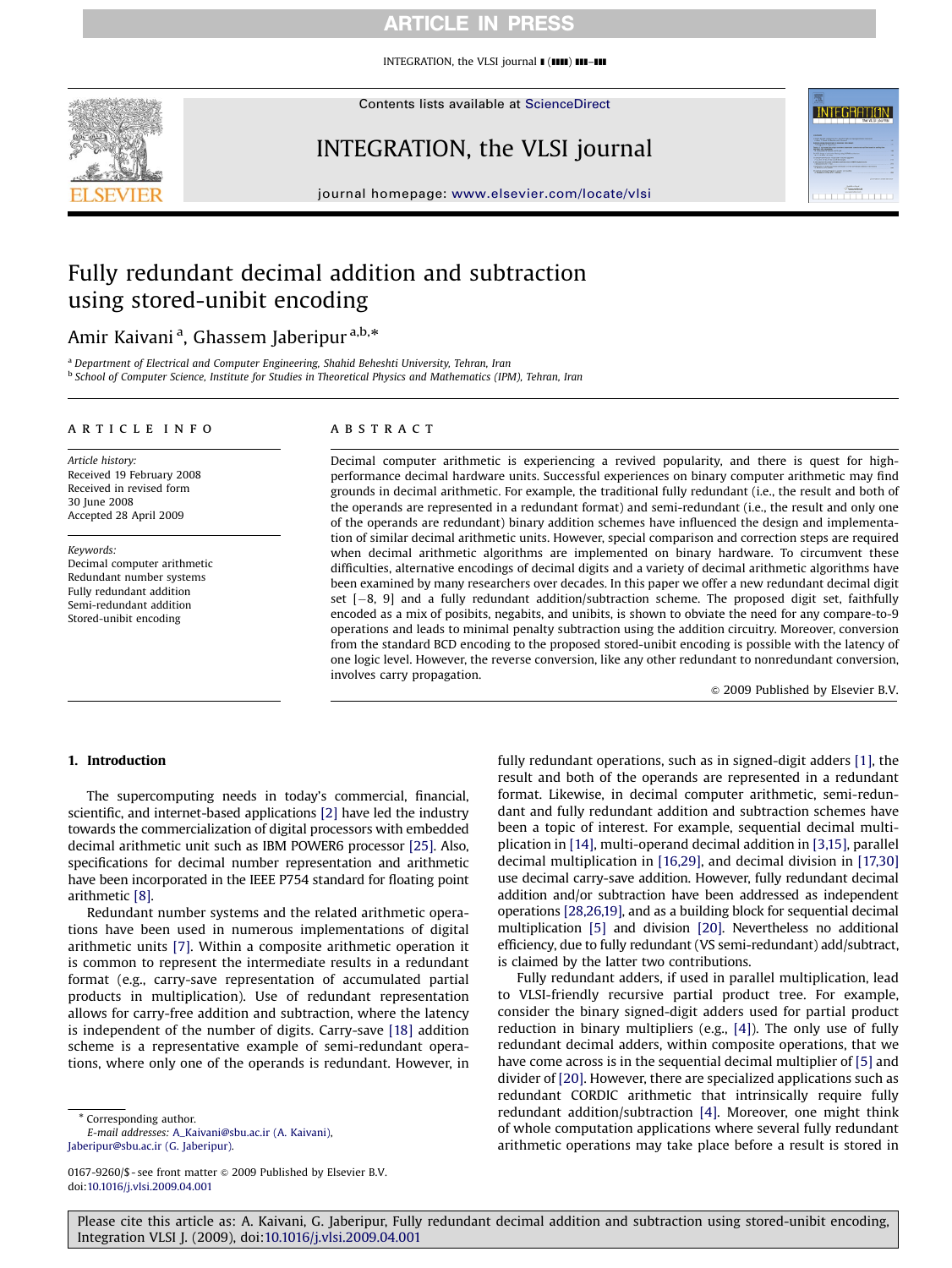# Fully redundant decimal addition and subtraction using stored-unibit encoding

Amir Kaivani [a], Ghassem Jaberipur [a,b,*]

[a] Department of Electrical and Computer Engineering, Shahid Beheshti University, Tehran, Iran
[b] School of Computer Science, Institute for Studies in Theoretical Physics and Mathematics (IPM), Tehran, Iran

## ARTICLE INFO

*Article history:*
Received 19 February 2008
Received in revised form
30 June 2008
Accepted 28 April 2009

*Keywords:*
Decimal computer arithmetic
Redundant number systems
Fully redundant addition
Semi-redundant addition
Stored-unibit encoding

## ABSTRACT

Decimal computer arithmetic is experiencing a revived popularity, and there is quest for high-performance decimal hardware units. Successful experiences on binary computer arithmetic may find grounds in decimal arithmetic. For example, the traditional fully redundant (i.e., the result and both of the operands are represented in a redundant format) and semi-redundant (i.e., the result and only one of the operands are redundant) binary addition schemes have influenced the design and implementation of similar decimal arithmetic units. However, special comparison and correction steps are required when decimal arithmetic algorithms are implemented on binary hardware. To circumvent these difficulties, alternative encodings of decimal digits and a variety of decimal arithmetic algorithms have been examined by many researchers over decades. In this paper we offer a new redundant decimal digit set $[-8, 9]$ and a fully redundant addition/subtraction scheme. The proposed digit set, faithfully encoded as a mix of posibits, negabits, and unibits, is shown to obviate the need for any compare-to-9 operations and leads to minimal penalty subtraction using the addition circuitry. Moreover, conversion from the standard BCD encoding to the proposed stored-unibit encoding is possible with the latency of one logic level. However, the reverse conversion, like any other redundant to nonredundant conversion, involves carry propagation.

© 2009 Published by Elsevier B.V.

## 1. Introduction

The supercomputing needs in today's commercial, financial, scientific, and internet-based applications [2] have led the industry towards the commercialization of digital processors with embedded decimal arithmetic unit such as IBM POWER6 processor [25]. Also, specifications for decimal number representation and arithmetic have been incorporated in the IEEE P754 standard for floating point arithmetic [8].

Redundant number systems and the related arithmetic operations have been used in numerous implementations of digital arithmetic units [7]. Within a composite arithmetic operation it is common to represent the intermediate results in a redundant format (e.g., carry-save representation of accumulated partial products in multiplication). Use of redundant representation allows for carry-free addition and subtraction, where the latency is independent of the number of digits. Carry-save [18] addition scheme is a representative example of semi-redundant operations, where only one of the operands is redundant. However, in fully redundant operations, such as in signed-digit adders [1], the result and both of the operands are represented in a redundant format. Likewise, in decimal computer arithmetic, semi-redundant and fully redundant addition and subtraction schemes have been a topic of interest. For example, sequential decimal multiplication in [14], multi-operand decimal addition in [3,15], parallel decimal multiplication in [16,29], and decimal division in [17,30] use decimal carry-save addition. However, fully redundant decimal addition and/or subtraction have been addressed as independent operations [28,26,19], and as a building block for sequential decimal multiplication [5] and division [20]. Nevertheless no additional efficiency, due to fully redundant (VS semi-redundant) add/subtract, is claimed by the latter two contributions.

Fully redundant adders, if used in parallel multiplication, lead to VLSI-friendly recursive partial product tree. For example, consider the binary signed-digit adders used for partial product reduction in binary multipliers (e.g., [4]). The only use of fully redundant decimal adders, within composite operations, that we have come across is in the sequential decimal multiplier of [5] and divider of [20]. However, there are specialized applications such as redundant CORDIC arithmetic that intrinsically require fully redundant addition/subtraction [4]. Moreover, one might think of whole computation applications where several fully redundant arithmetic operations may take place before a result is stored in

* Corresponding author.
E-mail addresses: A_Kaivani@sbu.ac.ir (A. Kaivani), Jaberipur@sbu.ac.ir (G. Jaberipur).

0167-9260/$ - see front matter © 2009 Published by Elsevier B.V.
doi:10.1016/j.vlsi.2009.04.001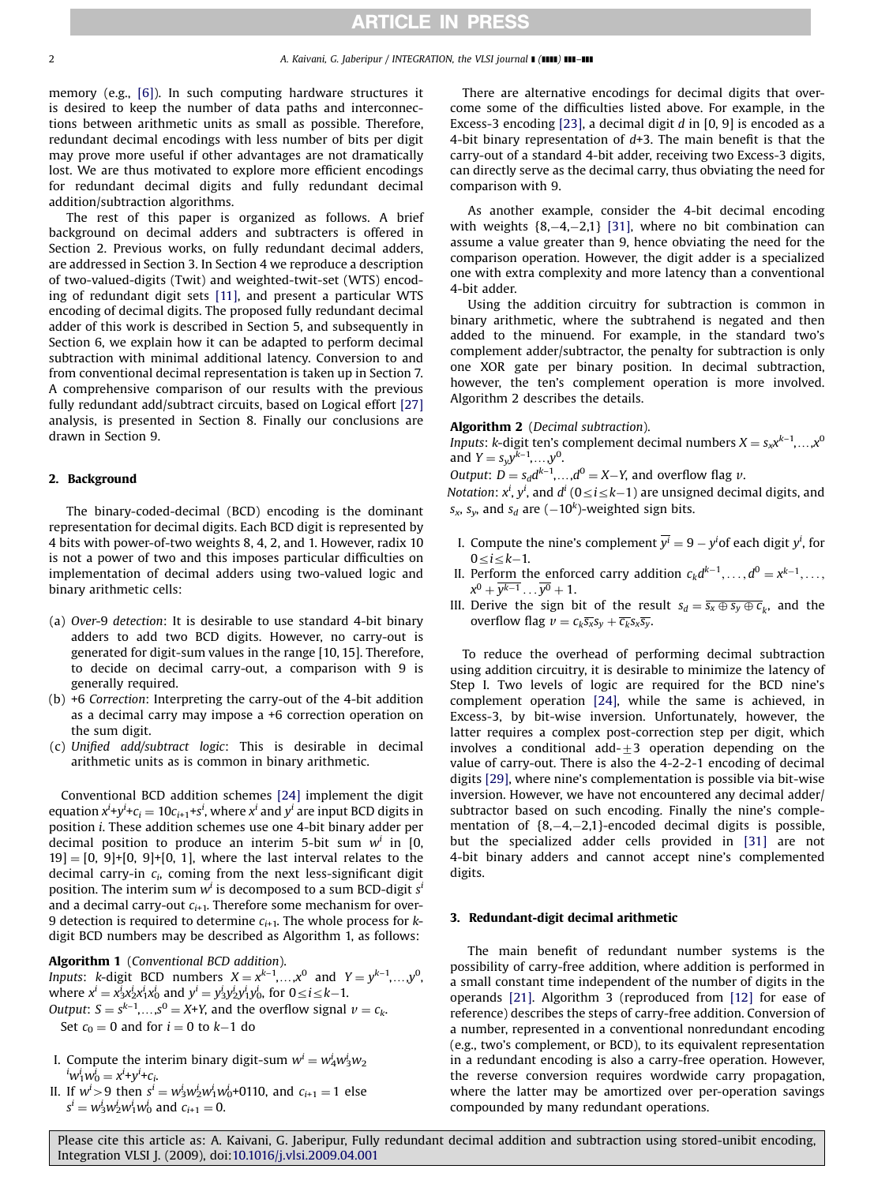memory (e.g., [6]). In such computing hardware structures it is desired to keep the number of data paths and interconnections between arithmetic units as small as possible. Therefore, redundant decimal encodings with less number of bits per digit may prove more useful if other advantages are not dramatically lost. We are thus motivated to explore more efficient encodings for redundant decimal digits and fully redundant decimal addition/subtraction algorithms.

The rest of this paper is organized as follows. A brief background on decimal adders and subtracters is offered in Section 2. Previous works, on fully redundant decimal adders, are addressed in Section 3. In Section 4 we reproduce a description of two-valued-digits (Twit) and weighted-twit-set (WTS) encoding of redundant digit sets [11], and present a particular WTS encoding of decimal digits. The proposed fully redundant decimal adder of this work is described in Section 5, and subsequently in Section 6, we explain how it can be adapted to perform decimal subtraction with minimal additional latency. Conversion to and from conventional decimal representation is taken up in Section 7. A comprehensive comparison of our results with the previous fully redundant add/subtract circuits, based on Logical effort [27] analysis, is presented in Section 8. Finally our conclusions are drawn in Section 9.

## 2. Background

The binary-coded-decimal (BCD) encoding is the dominant representation for decimal digits. Each BCD digit is represented by 4 bits with power-of-two weights 8, 4, 2, and 1. However, radix 10 is not a power of two and this imposes particular difficulties on implementation of decimal adders using two-valued logic and binary arithmetic cells:

(a) *Over-9 detection*: It is desirable to use standard 4-bit binary adders to add two BCD digits. However, no carry-out is generated for digit-sum values in the range [10, 15]. Therefore, to decide on decimal carry-out, a comparison with 9 is generally required.

(b) *+6 Correction*: Interpreting the carry-out of the 4-bit addition as a decimal carry may impose a +6 correction operation on the sum digit.

(c) *Unified add/subtract logic*: This is desirable in decimal arithmetic units as is common in binary arithmetic.

Conventional BCD addition schemes [24] implement the digit equation $x^i+y^i+c_i = 10c_{i+1}+s^i$, where $x^i$ and $y^i$ are input BCD digits in position $i$. These addition schemes use one 4-bit binary adder per decimal position to produce an interim 5-bit sum $w^i$ in $[0, 19] = [0, 9]+[0, 9]+[0, 1]$, where the last interval relates to the decimal carry-in $c_i$, coming from the next less-significant digit position. The interim sum $w^i$ is decomposed to a sum BCD-digit $s^i$ and a decimal carry-out $c_{i+1}$. Therefore some mechanism for over-9 detection is required to determine $c_{i+1}$. The whole process for $k$-digit BCD numbers may be described as Algorithm 1, as follows:

**Algorithm 1** (*Conventional BCD addition*).
*Inputs*: $k$-digit BCD numbers $X = x^{k-1},\ldots,x^0$ and $Y = y^{k-1},\ldots,y^0$, where $x^i = x_3^i x_2^i x_1^i x_0^i$ and $y^i = y_3^i y_2^i y_1^i y_0^i$, for $0 \le i \le k-1$.
*Output*: $S = s^{k-1},\ldots,s^0 = X+Y$, and the overflow signal $v = c_k$.
Set $c_0 = 0$ and for $i = 0$ to $k-1$ do

I. Compute the interim binary digit-sum $w^i = w_4^i w_3^i w_2^i w_1^i w_0^i = x^i+y^i+c_i$.
II. If $w^i > 9$ then $s^i = w_3^i w_2^i w_1^i w_0^i$+0110, and $c_{i+1} = 1$ else $s^i = w_3^i w_2^i w_1^i w_0^i$ and $c_{i+1} = 0$.

There are alternative encodings for decimal digits that overcome some of the difficulties listed above. For example, in the Excess-3 encoding [23], a decimal digit $d$ in [0, 9] is encoded as a 4-bit binary representation of $d$+3. The main benefit is that the carry-out of a standard 4-bit adder, receiving two Excess-3 digits, can directly serve as the decimal carry, thus obviating the need for comparison with 9.

As another example, consider the 4-bit decimal encoding with weights {8,−4,−2,1} [31], where no bit combination can assume a value greater than 9, hence obviating the need for the comparison operation. However, the digit adder is a specialized one with extra complexity and more latency than a conventional 4-bit adder.

Using the addition circuitry for subtraction is common in binary arithmetic, where the subtrahend is negated and then added to the minuend. For example, in the standard two's complement adder/subtractor, the penalty for subtraction is only one XOR gate per binary position. In decimal subtraction, however, the ten's complement operation is more involved. Algorithm 2 describes the details.

**Algorithm 2** (*Decimal subtraction*).
*Inputs*: $k$-digit ten's complement decimal numbers $X = s_x x^{k-1},\ldots,x^0$ and $Y = s_y y^{k-1},\ldots,y^0$.
*Output*: $D = s_d d^{k-1},\ldots,d^0 = X-Y$, and overflow flag $v$.
*Notation*: $x^i$, $y^i$, and $d^i$ $(0 \le i \le k-1)$ are unsigned decimal digits, and $s_x$, $s_y$, and $s_d$ are $(-10^k)$-weighted sign bits.

I. Compute the nine's complement $\overline{y^i} = 9 - y^i$ of each digit $y^i$, for $0 \le i \le k-1$.
II. Perform the enforced carry addition $c_k d^{k-1},\ldots,d^0 = x^{k-1},\ldots,x^0 + \overline{y^{k-1}}\ldots\overline{y^0} + 1$.
III. Derive the sign bit of the result $s_d = \overline{s_x \oplus s_y \oplus c_k}$, and the overflow flag $v = c_k\overline{s_x}s_y + \overline{c_k}s_x\overline{s_y}$.

To reduce the overhead of performing decimal subtraction using addition circuitry, it is desirable to minimize the latency of Step I. Two levels of logic are required for the BCD nine's complement operation [24], while the same is achieved, in Excess-3, by bit-wise inversion. Unfortunately, however, the latter requires a complex post-correction step per digit, which involves a conditional add-±3 operation depending on the value of carry-out. There is also the 4-2-2-1 encoding of decimal digits [29], where nine's complementation is possible via bit-wise inversion. However, we have not encountered any decimal adder/subtractor based on such encoding. Finally the nine's complementation of {8,−4,−2,1}-encoded decimal digits is possible, but the specialized adder cells provided in [31] are not 4-bit binary adders and cannot accept nine's complemented digits.

## 3. Redundant-digit decimal arithmetic

The main benefit of redundant number systems is the possibility of carry-free addition, where addition is performed in a small constant time independent of the number of digits in the operands [21]. Algorithm 3 (reproduced from [12] for ease of reference) describes the steps of carry-free addition. Conversion of a number, represented in a conventional nonredundant encoding (e.g., two's complement, or BCD), to its equivalent representation in a redundant encoding is also a carry-free operation. However, the reverse conversion requires wordwide carry propagation, where the latter may be amortized over per-operation savings compounded by many redundant operations.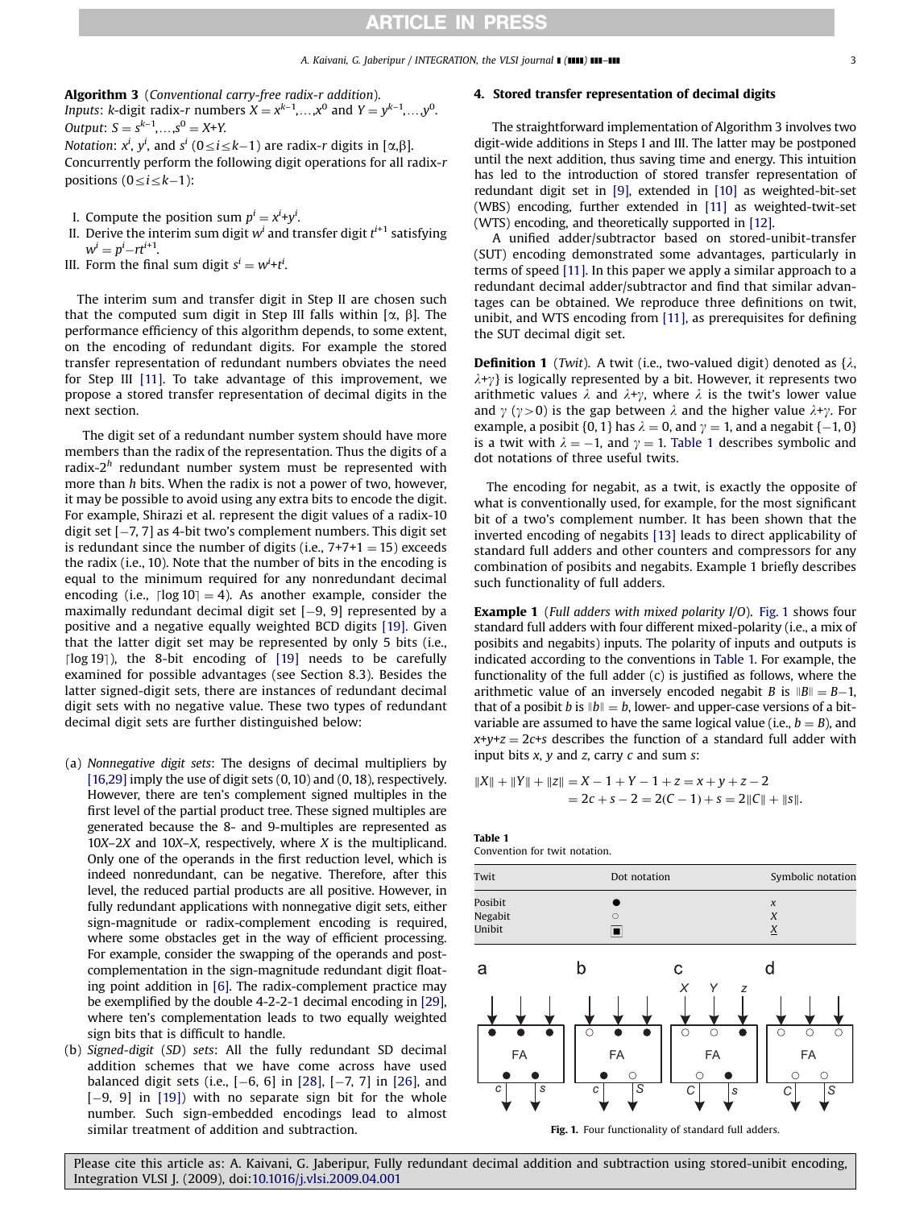**Algorithm 3** (*Conventional carry-free radix-r addition*).
*Inputs*: $k$-digit radix-$r$ numbers $X = x^{k-1},\ldots,x^0$ and $Y = y^{k-1},\ldots,y^0$.
*Output*: $S = s^{k-1},\ldots,s^0 = X+Y$.
*Notation*: $x^i$, $y^i$, and $s^i$ $(0 \le i \le k-1)$ are radix-$r$ digits in $[\alpha,\beta]$.
Concurrently perform the following digit operations for all radix-$r$ positions $(0 \le i \le k-1)$:

- I. Compute the position sum $p^i = x^i + y^i$.
- II. Derive the interim sum digit $w^i$ and transfer digit $t^{i+1}$ satisfying $w^i = p^i - rt^{i+1}$.
- III. Form the final sum digit $s^i = w^i + t^i$.

The interim sum and transfer digit in Step II are chosen such that the computed sum digit in Step III falls within $[\alpha, \beta]$. The performance efficiency of this algorithm depends, to some extent, on the encoding of redundant digits. For example the stored transfer representation of redundant numbers obviates the need for Step III [11]. To take advantage of this improvement, we propose a stored transfer representation of decimal digits in the next section.

The digit set of a redundant number system should have more members than the radix of the representation. Thus the digits of a radix-$2^h$ redundant number system must be represented with more than $h$ bits. When the radix is not a power of two, however, it may be possible to avoid using any extra bits to encode the digit. For example, Shirazi et al. represent the digit values of a radix-10 digit set $[-7, 7]$ as 4-bit two's complement numbers. This digit set is redundant since the number of digits (i.e., 7+7+1 = 15) exceeds the radix (i.e., 10). Note that the number of bits in the encoding is equal to the minimum required for any nonredundant decimal encoding (i.e., $\lceil \log 10 \rceil = 4$). As another example, consider the maximally redundant decimal digit set $[-9, 9]$ represented by a positive and a negative equally weighted BCD digits [19]. Given that the latter digit set may be represented by only 5 bits (i.e., $\lceil \log 19 \rceil$), the 8-bit encoding of [19] needs to be carefully examined for possible advantages (see Section 8.3). Besides the latter signed-digit sets, there are instances of redundant decimal digit sets with no negative value. These two types of redundant decimal digit sets are further distinguished below:

(a) *Nonnegative digit sets*: The designs of decimal multipliers by [16,29] imply the use of digit sets (0, 10) and (0, 18), respectively. However, there are ten's complement signed multiples in the first level of the partial product tree. These signed multiples are generated because the 8- and 9-multiples are represented as $10X-2X$ and $10X-X$, respectively, where $X$ is the multiplicand. Only one of the operands in the first reduction level, which is indeed nonredundant, can be negative. Therefore, after this level, the reduced partial products are all positive. However, in fully redundant applications with nonnegative digit sets, either sign-magnitude or radix-complement encoding is required, where some obstacles get in the way of efficient processing. For example, consider the swapping of the operands and post-complementation in the sign-magnitude redundant digit floating point addition in [6]. The radix-complement practice may be exemplified by the double 4-2-2-1 decimal encoding in [29], where ten's complementation leads to two equally weighted sign bits that is difficult to handle.

(b) *Signed-digit (SD) sets*: All the fully redundant SD decimal addition schemes that we have come across have used balanced digit sets (i.e., $[-6, 6]$ in [28], $[-7, 7]$ in [26], and $[-9, 9]$ in [19]) with no separate sign bit for the whole number. Such sign-embedded encodings lead to almost similar treatment of addition and subtraction.

## 4. Stored transfer representation of decimal digits

The straightforward implementation of Algorithm 3 involves two digit-wide additions in Steps I and III. The latter may be postponed until the next addition, thus saving time and energy. This intuition has led to the introduction of stored transfer representation of redundant digit set in [9], extended in [10] as weighted-bit-set (WBS) encoding, further extended in [11] as weighted-twit-set (WTS) encoding, and theoretically supported in [12].

A unified adder/subtractor based on stored-unibit-transfer (SUT) encoding demonstrated some advantages, particularly in terms of speed [11]. In this paper we apply a similar approach to a redundant decimal adder/subtractor and find that similar advantages can be obtained. We reproduce three definitions on twit, unibit, and WTS encoding from [11], as prerequisites for defining the SUT decimal digit set.

**Definition 1** (*Twit*). A twit (i.e., two-valued digit) denoted as $\{\lambda, \lambda+\gamma\}$ is logically represented by a bit. However, it represents two arithmetic values $\lambda$ and $\lambda+\gamma$, where $\lambda$ is the twit's lower value and $\gamma$ $(\gamma>0)$ is the gap between $\lambda$ and the higher value $\lambda+\gamma$. For example, a posibit $\{0, 1\}$ has $\lambda = 0$, and $\gamma = 1$, and a negabit $\{-1, 0\}$ is a twit with $\lambda = -1$, and $\gamma = 1$. Table 1 describes symbolic and dot notations of three useful twits.

The encoding for negabit, as a twit, is exactly the opposite of what is conventionally used, for example, for the most significant bit of a two's complement number. It has been shown that the inverted encoding of negabits [13] leads to direct applicability of standard full adders and other counters and compressors for any combination of posibits and negabits. Example 1 briefly describes such functionality of full adders.

**Example 1** (*Full adders with mixed polarity I/O*). Fig. 1 shows four standard full adders with four different mixed-polarity (i.e., a mix of posibits and negabits) inputs. The polarity of inputs and outputs is indicated according to the conventions in Table 1. For example, the functionality of the full adder (c) is justified as follows, where the arithmetic value of an inversely encoded negabit $B$ is $\|B\| = B-1$, that of a posibit $b$ is $\|b\| = b$, lower- and upper-case versions of a bit-variable are assumed to have the same logical value (i.e., $b = B$), and $x+y+z = 2c+s$ describes the function of a standard full adder with input bits $x$, $y$ and $z$, carry $c$ and sum $s$:

$$\begin{aligned}\|X\| + \|Y\| + \|z\| &= X - 1 + Y - 1 + z = x + y + z - 2 \\ &= 2c + s - 2 = 2(C-1) + s = 2\|C\| + \|s\|.\end{aligned}$$

**Table 1**
Convention for twit notation.

| Twit | Dot notation | Symbolic notation |
| --- | --- | --- |
| Posibit | ● | $x$ |
| Negabit | ○ | $X$ |
| Unibit | ▣ | $\underline{X}$ |

**Fig. 1.** Four functionality of standard full adders.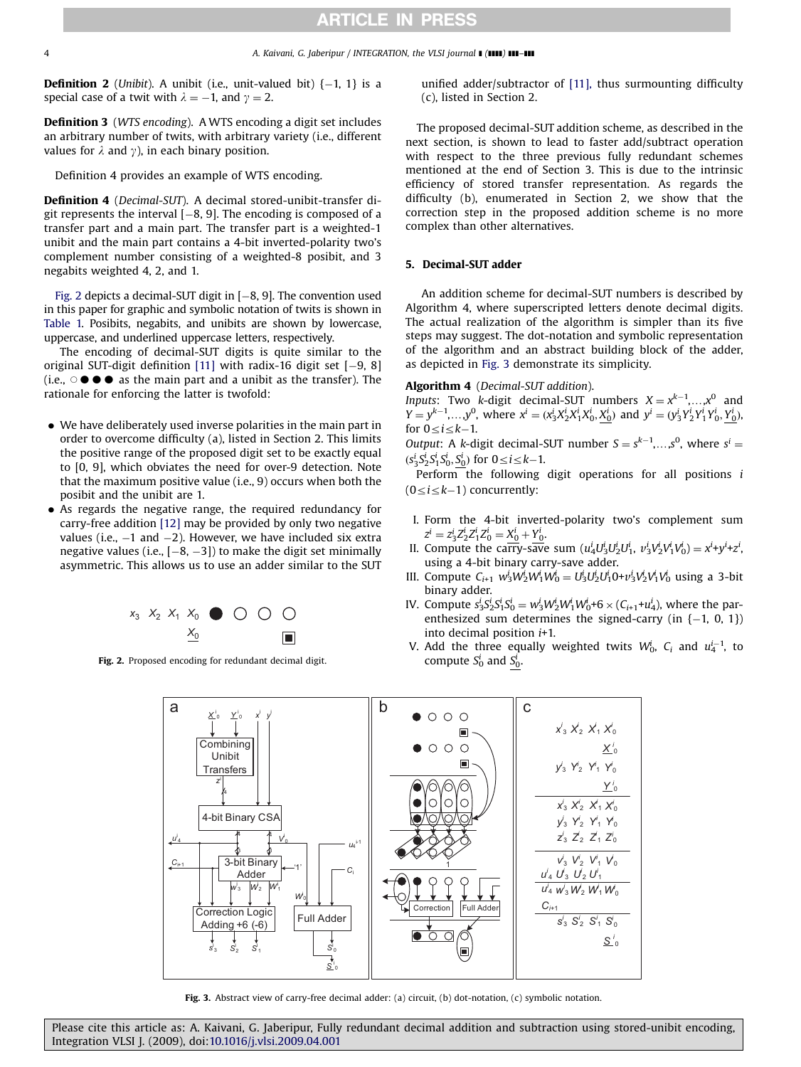**Definition 2** (*Unibit*). A unibit (i.e., unit-valued bit) $\{-1, 1\}$ is a special case of a twit with $\lambda = -1$, and $\gamma = 2$.

**Definition 3** (*WTS encoding*). A WTS encoding a digit set includes an arbitrary number of twits, with arbitrary variety (i.e., different values for $\lambda$ and $\gamma$), in each binary position.

Definition 4 provides an example of WTS encoding.

**Definition 4** (*Decimal-SUT*). A decimal stored-unibit-transfer digit represents the interval $[-8, 9]$. The encoding is composed of a transfer part and a main part. The transfer part is a weighted-1 unibit and the main part contains a 4-bit inverted-polarity two's complement number consisting of a weighted-8 posibit, and 3 negabits weighted 4, 2, and 1.

Fig. 2 depicts a decimal-SUT digit in $[-8, 9]$. The convention used in this paper for graphic and symbolic notation of twits is shown in Table 1. Posibits, negabits, and unibits are shown by lowercase, uppercase, and underlined uppercase letters, respectively.

The encoding of decimal-SUT digits is quite similar to the original SUT-digit definition [11] with radix-16 digit set $[-9, 8]$ (i.e., ○●●● as the main part and a unibit as the transfer). The rationale for enforcing the latter is twofold:

- We have deliberately used inverse polarities in the main part in order to overcome difficulty (a), listed in Section 2. This limits the positive range of the proposed digit set to be exactly equal to $[0, 9]$, which obviates the need for over-9 detection. Note that the maximum positive value (i.e., 9) occurs when both the posibit and the unibit are 1.
- As regards the negative range, the required redundancy for carry-free addition [12] may be provided by only two negative values (i.e., $-1$ and $-2$). However, we have included six extra negative values (i.e., $[-8, -3]$) to make the digit set minimally asymmetric. This allows us to use an adder similar to the SUT unified adder/subtractor of [11], thus surmounting difficulty (c), listed in Section 2.

Fig. 2. Proposed encoding for redundant decimal digit.

The proposed decimal-SUT addition scheme, as described in the next section, is shown to lead to faster add/subtract operation with respect to the three previous fully redundant schemes mentioned at the end of Section 3. This is due to the intrinsic efficiency of stored transfer representation. As regards the difficulty (b), enumerated in Section 2, we show that the correction step in the proposed addition scheme is no more complex than other alternatives.

## 5. Decimal-SUT adder

An addition scheme for decimal-SUT numbers is described by Algorithm 4, where superscripted letters denote decimal digits. The actual realization of the algorithm is simpler than its five steps may suggest. The dot-notation and symbolic representation of the algorithm and an abstract building block of the adder, as depicted in Fig. 3 demonstrate its simplicity.

**Algorithm 4** (*Decimal-SUT addition*).

*Inputs*: Two $k$-digit decimal-SUT numbers $X = x^{k-1},\ldots,x^0$ and $Y = y^{k-1},\ldots,y^0$, where $x^i = (x_3^i X_2^i X_1^i X_0^i, \underline{X_0^i})$ and $y^i = (y_3^i Y_2^i Y_1^i Y_0^i, \underline{Y_0^i})$, for $0 \le i \le k-1$.

*Output*: A $k$-digit decimal-SUT number $S = s^{k-1},\ldots,s^0$, where $s^i = (s_3^i S_2^i S_1^i S_0^i, \underline{S_0^i})$ for $0 \le i \le k-1$.

Perform the following digit operations for all positions $i$ $(0 \le i \le k-1)$ concurrently:

I. Form the 4-bit inverted-polarity two's complement sum $z^i = z_3^i Z_2^i Z_1^i Z_0^i = \underline{X_0^i} + \underline{Y_0^i}$.
II. Compute the carry-save sum $(u_4^i U_3^i U_2^i U_1^i,\ v_3^i V_2^i V_1^i V_0^i) = x^i + y^i + z^i$, using a 4-bit binary carry-save adder.
III. Compute $C_{i+1}\ w_3^i W_2^i W_1^i W_0^i = U_3^i U_2^i U_1^i 0 + v_3^i V_2^i V_1^i V_0^i$ using a 3-bit binary adder.
IV. Compute $s_3^i S_2^i S_1^i S_0^i = w_3^i W_2^i W_1^i W_0^i + 6 \times (C_{i+1} + u_4^i)$, where the parenthesized sum determines the signed-carry (in $\{-1, 0, 1\}$) into decimal position $i+1$.
V. Add the three equally weighted twits $W_0^i$, $C_i$ and $u_4^{i-1}$, to compute $S_0^i$ and $\underline{S_0^i}$.

Fig. 3. Abstract view of carry-free decimal adder: (a) circuit, (b) dot-notation, (c) symbolic notation.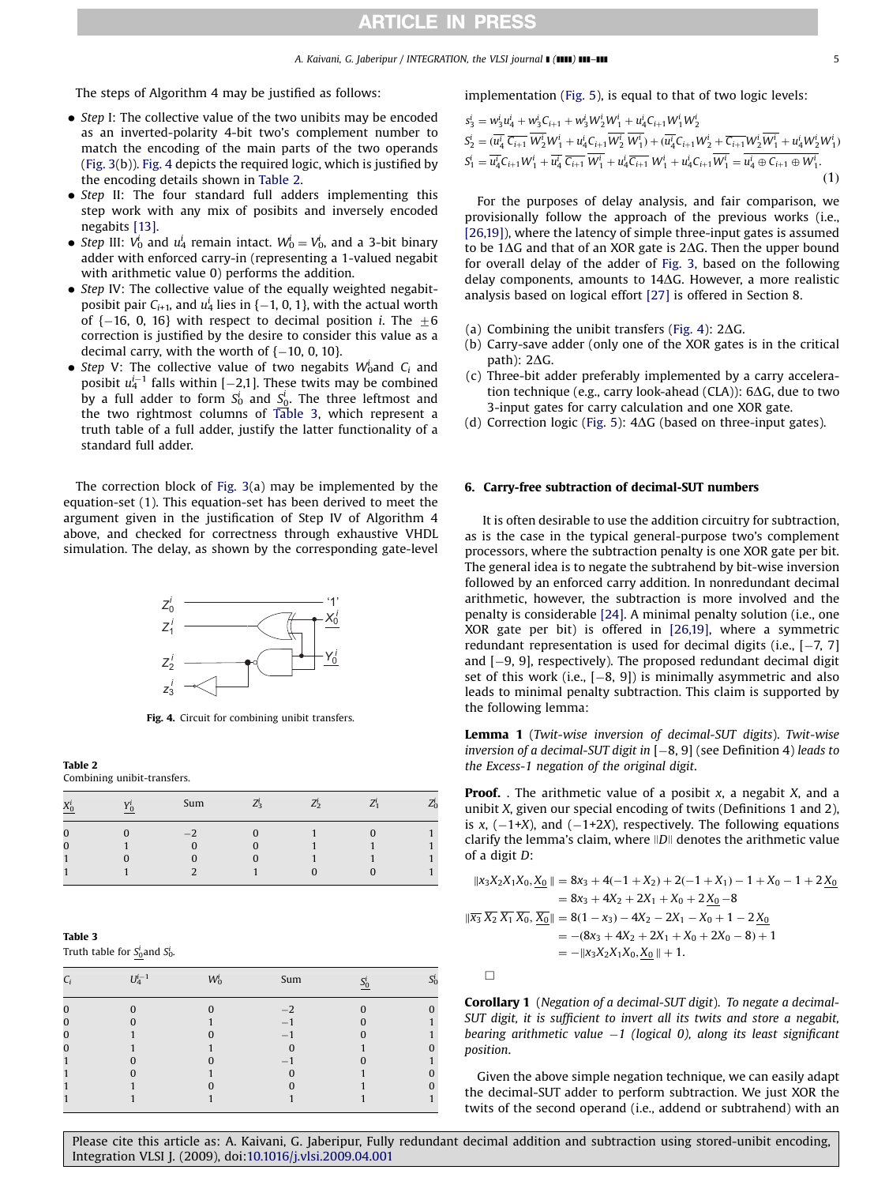The steps of Algorithm 4 may be justified as follows:

- *Step* I: The collective value of the two unibits may be encoded as an inverted-polarity 4-bit two's complement number to match the encoding of the main parts of the two operands (Fig. 3(b)). Fig. 4 depicts the required logic, which is justified by the encoding details shown in Table 2.
- *Step* II: The four standard full adders implementing this step work with any mix of posibits and inversely encoded negabits [13].
- *Step* III: $V_0^i$ and $u_4^i$ remain intact. $W_0^i = V_0^i$, and a 3-bit binary adder with enforced carry-in (representing a 1-valued negabit with arithmetic value 0) performs the addition.
- *Step* IV: The collective value of the equally weighted negabit-posibit pair $C_{i+1}$, and $u_4^i$ lies in $\{-1, 0, 1\}$, with the actual worth of $\{-16, 0, 16\}$ with respect to decimal position $i$. The $\pm 6$ correction is justified by the desire to consider this value as a decimal carry, with the worth of $\{-10, 0, 10\}$.
- *Step* V: The collective value of two negabits $W_0^i$and $C_i$ and posibit $u_4^{i-1}$ falls within $[-2,1]$. These twits may be combined by a full adder to form $S_0^i$ and $\underline{S}_0^i$. The three leftmost and the two rightmost columns of Table 3, which represent a truth table of a full adder, justify the latter functionality of a standard full adder.

The correction block of Fig. 3(a) may be implemented by the equation-set (1). This equation-set has been derived to meet the argument given in the justification of Step IV of Algorithm 4 above, and checked for correctness through exhaustive VHDL simulation. The delay, as shown by the corresponding gate-level implementation (Fig. 5), is equal to that of two logic levels:

$$
\begin{aligned}
s_3^i &= w_3^i u_4^i + w_3^i C_{i+1} + w_3^i W_2^i W_1^i + u_4^i C_{i+1} W_1^i W_2^i \\
S_2^i &= (\overline{u_4^i}\,\overline{C_{i+1}}\,\overline{W_2^i} W_1^i + u_4^i C_{i+1} \overline{W_2^i}\,\overline{W_1^i}) + (\overline{u_4^i} C_{i+1} W_2^i + \overline{C_{i+1}} W_2^i \overline{W_1^i} + u_4^i W_2^i W_1^i) \\
S_1^i &= \overline{u_4^i} C_{i+1} W_1^i + \overline{u_4^i}\,\overline{C_{i+1}}\,\overline{W_1^i} + u_4^i \overline{C_{i+1}}\, W_1^i + u_4^i C_{i+1} \overline{W_1^i} = \overline{u_4^i \oplus C_{i+1} \oplus W_1^i}.
\end{aligned} \tag{1}
$$

Fig. 4. Circuit for combining unibit transfers.

Table 2
Combining unibit-transfers.

| $\underline{X_0^i}$ | $\underline{Y_0^i}$ | Sum | $Z_3^i$ | $Z_2^i$ | $Z_1^i$ | $Z_0^i$ |
|---|---|---|---|---|---|---|
| 0 | 0 | −2 | 0 | 1 | 0 | 1 |
| 0 | 1 | 0 | 0 | 1 | 1 | 1 |
| 1 | 0 | 0 | 0 | 1 | 1 | 1 |
| 1 | 1 | 2 | 1 | 0 | 0 | 1 |

Table 3
Truth table for $\underline{S_0^i}$and $S_0^i$.

| $C_i$ | $U_4^{i-1}$ | $W_0^i$ | Sum | $\underline{S_0^i}$ | $S_0^i$ |
|---|---|---|---|---|---|
| 0 | 0 | 0 | −2 | 0 | 0 |
| 0 | 0 | 1 | −1 | 0 | 1 |
| 0 | 1 | 0 | −1 | 0 | 1 |
| 0 | 1 | 1 | 0 | 1 | 0 |
| 1 | 0 | 0 | −1 | 0 | 1 |
| 1 | 0 | 1 | 0 | 1 | 0 |
| 1 | 1 | 0 | 0 | 1 | 0 |
| 1 | 1 | 1 | 1 | 1 | 1 |

For the purposes of delay analysis, and fair comparison, we provisionally follow the approach of the previous works (i.e., [26,19]), where the latency of simple three-input gates is assumed to be 1$\Delta$G and that of an XOR gate is 2$\Delta$G. Then the upper bound for overall delay of the adder of Fig. 3, based on the following delay components, amounts to 14$\Delta$G. However, a more realistic analysis based on logical effort [27] is offered in Section 8.

(a) Combining the unibit transfers (Fig. 4): 2$\Delta$G.
(b) Carry-save adder (only one of the XOR gates is in the critical path): 2$\Delta$G.
(c) Three-bit adder preferably implemented by a carry acceleration technique (e.g., carry look-ahead (CLA)): 6$\Delta$G, due to two 3-input gates for carry calculation and one XOR gate.
(d) Correction logic (Fig. 5): 4$\Delta$G (based on three-input gates).

## 6. Carry-free subtraction of decimal-SUT numbers

It is often desirable to use the addition circuitry for subtraction, as is the case in the typical general-purpose two's complement processors, where the subtraction penalty is one XOR gate per bit. The general idea is to negate the subtrahend by bit-wise inversion followed by an enforced carry addition. In nonredundant decimal arithmetic, however, the subtraction is more involved and the penalty is considerable [24]. A minimal penalty solution (i.e., one XOR gate per bit) is offered in [26,19], where a symmetric redundant representation is used for decimal digits (i.e., $[-7, 7]$ and $[-9, 9]$, respectively). The proposed redundant decimal digit set of this work (i.e., $[-8, 9]$) is minimally asymmetric and also leads to minimal penalty subtraction. This claim is supported by the following lemma:

**Lemma 1** (*Twit-wise inversion of decimal-SUT digits*). *Twit-wise inversion of a decimal-SUT digit in* $[-8, 9]$ *(see Definition 4) leads to the Excess-1 negation of the original digit.*

**Proof.** . The arithmetic value of a posibit $x$, a negabit $X$, and a unibit $X$, given our special encoding of twits (Definitions 1 and 2), is $x$, $(-1+X)$, and $(-1+2X)$, respectively. The following equations clarify the lemma's claim, where $\|D\|$ denotes the arithmetic value of a digit $D$:

$$
\begin{aligned}
\|x_3 X_2 X_1 X_0, \underline{X_0}\| &= 8x_3 + 4(-1+X_2) + 2(-1+X_1) - 1 + X_0 - 1 + 2\underline{X_0} \\
&= 8x_3 + 4X_2 + 2X_1 + X_0 + 2\underline{X_0} - 8 \\
\|\overline{x_3}\,\overline{X_2}\,\overline{X_1}\,\overline{X_0}, \overline{\underline{X_0}}\| &= 8(1-x_3) - 4X_2 - 2X_1 - X_0 + 1 - 2\underline{X_0} \\
&= -(8x_3 + 4X_2 + 2X_1 + X_0 + 2X_0 - 8) + 1 \\
&= -\|x_3 X_2 X_1 X_0, \underline{X_0}\| + 1.
\end{aligned}
$$

□

**Corollary 1** (*Negation of a decimal-SUT digit*). *To negate a decimal-SUT digit, it is sufficient to invert all its twits and store a negabit, bearing arithmetic value −1 (logical 0), along its least significant position.*

Given the above simple negation technique, we can easily adapt the decimal-SUT adder to perform subtraction. We just XOR the twits of the second operand (i.e., addend or subtrahend) with an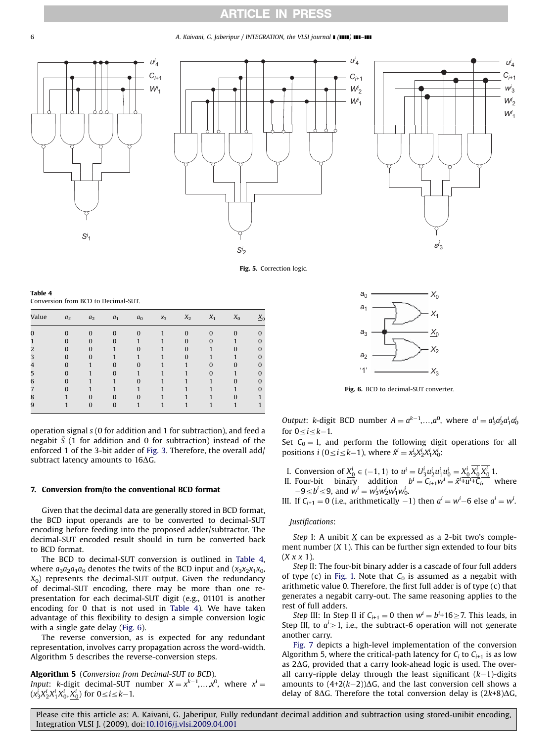Fig. 5. Correction logic.

Table 4
Conversion from BCD to Decimal-SUT.

| Value | $a_3$ | $a_2$ | $a_1$ | $a_0$ | $x_3$ | $X_2$ | $X_1$ | $X_0$ | $\underline{X}_0$ |
|---|---|---|---|---|---|---|---|---|---|
| 0 | 0 | 0 | 0 | 0 | 1 | 0 | 0 | 0 | 0 |
| 1 | 0 | 0 | 0 | 1 | 1 | 0 | 0 | 1 | 0 |
| 2 | 0 | 0 | 1 | 0 | 1 | 0 | 1 | 0 | 0 |
| 3 | 0 | 0 | 1 | 1 | 1 | 0 | 1 | 1 | 0 |
| 4 | 0 | 1 | 0 | 0 | 1 | 1 | 0 | 0 | 0 |
| 5 | 0 | 1 | 0 | 1 | 1 | 1 | 0 | 1 | 0 |
| 6 | 0 | 1 | 1 | 0 | 1 | 1 | 1 | 0 | 0 |
| 7 | 0 | 1 | 1 | 1 | 1 | 1 | 1 | 1 | 0 |
| 8 | 1 | 0 | 0 | 0 | 1 | 1 | 1 | 0 | 1 |
| 9 | 1 | 0 | 0 | 1 | 1 | 1 | 1 | 1 | 1 |

operation signal $s$ (0 for addition and 1 for subtraction), and feed a negabit $\bar{S}$ (1 for addition and 0 for subtraction) instead of the enforced 1 of the 3-bit adder of Fig. 3. Therefore, the overall add/subtract latency amounts to 16ΔG.

## 7. Conversion from/to the conventional BCD format

Given that the decimal data are generally stored in BCD format, the BCD input operands are to be converted to decimal-SUT encoding before feeding into the proposed adder/subtractor. The decimal-SUT encoded result should in turn be converted back to BCD format.

The BCD to decimal-SUT conversion is outlined in Table 4, where $a_3a_2a_1a_0$ denotes the twits of the BCD input and ($x_3x_2x_1x_0$, $X_0$) represents the decimal-SUT output. Given the redundancy of decimal-SUT encoding, there may be more than one representation for each decimal-SUT digit (e.g., 01101 is another encoding for 0 that is not used in Table 4). We have taken advantage of this flexibility to design a simple conversion logic with a single gate delay (Fig. 6).

The reverse conversion, as is expected for any redundant representation, involves carry propagation across the word-width. Algorithm 5 describes the reverse-conversion steps.

Fig. 6. BCD to decimal-SUT converter.

**Algorithm 5** (*Conversion from Decimal-SUT to BCD*).
*Input*: $k$-digit decimal-SUT number $X = x^{k-1},\ldots,x^0$, where $x^i = (x_3^iX_2^iX_1^iX_0^i, \underline{X_0^i})$ for $0 \le i \le k-1$.
*Output*: $k$-digit BCD number $A = a^{k-1},\ldots,a^0$, where $a^i = a_3^ia_2^ia_1^ia_0^i$ for $0 \le i \le k-1$.
Set $C_0 = 1$, and perform the following digit operations for all positions $i$ $(0 \le i \le k-1)$, where $\hat{x}^i = x_3^iX_2^iX_1^iX_0^i$:

I. Conversion of $\underline{X_0^i} \in \{-1, 1\}$ to $u^i = U_3^iu_2^iu_1^iu_0^i = \underline{X_0^i}\,\overline{\underline{X_0^i}}\,\overline{\underline{X_0^i}}\,1$.
II. Four-bit binary addition $b^i = C_{i+1}w^i = \overline{\hat{x}^i + u^i + C_i}$, where $-9 \le b^i \le 9$, and $w^i = w_3^iw_2^iw_1^iw_0^i$.
III. If $C_{i+1} = 0$ (i.e., arithmetically $-1$) then $a^i = w^i - 6$ else $a^i = w^i$.

*Justifications*:

*Step* I: A unibit $\underline{X}$ can be expressed as a 2-bit two's complement number ($X$ 1). This can be further sign extended to four bits ($X$ $x$ $x$ 1).

*Step* II: The four-bit binary adder is a cascade of four full adders of type (c) in Fig. 1. Note that $C_0$ is assumed as a negabit with arithmetic value 0. Therefore, the first full adder is of type (c) that generates a negabit carry-out. The same reasoning applies to the rest of full adders.

*Step* III: In Step II if $C_{i+1} = 0$ then $w^i = b^i + 16 \ge 7$. This leads, in Step III, to $a^i \ge 1$, i.e., the subtract-6 operation will not generate another carry.

Fig. 7 depicts a high-level implementation of the conversion Algorithm 5, where the critical-path latency for $C_i$ to $C_{i+1}$ is as low as 2ΔG, provided that a carry look-ahead logic is used. The overall carry-ripple delay through the least significant $(k-1)$-digits amounts to $(4+2(k-2))$ΔG, and the last conversion cell shows a delay of 8ΔG. Therefore the total conversion delay is $(2k+8)$ΔG,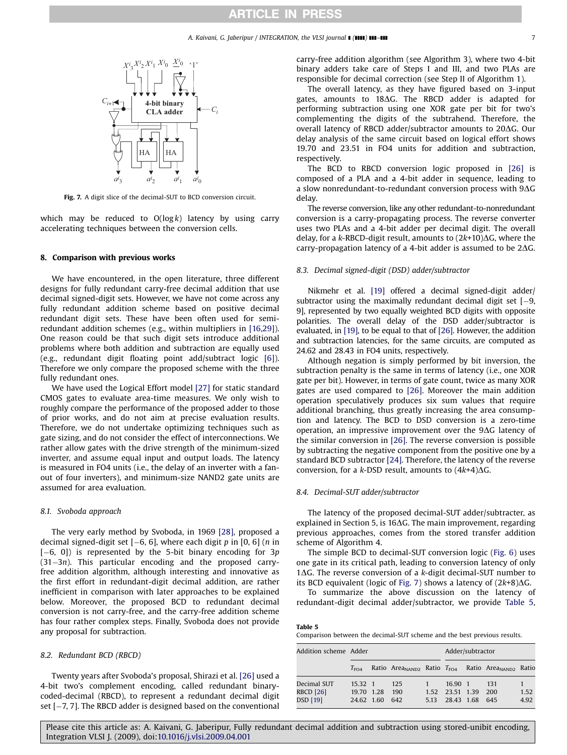**Fig. 7.** A digit slice of the decimal-SUT to BCD conversion circuit.

which may be reduced to $O(\log k)$ latency by using carry accelerating techniques between the conversion cells.

## 8. Comparison with previous works

We have encountered, in the open literature, three different designs for fully redundant carry-free decimal addition that use decimal signed-digit sets. However, we have not come across any fully redundant addition scheme based on positive decimal redundant digit sets. These have been often used for semi-redundant addition schemes (e.g., within multipliers in [16,29]). One reason could be that such digit sets introduce additional problems where both addition and subtraction are equally used (e.g., redundant digit floating point add/subtract logic [6]). Therefore we only compare the proposed scheme with the three fully redundant ones.

We have used the Logical Effort model [27] for static standard CMOS gates to evaluate area-time measures. We only wish to roughly compare the performance of the proposed adder to those of prior works, and do not aim at precise evaluation results. Therefore, we do not undertake optimizing techniques such as gate sizing, and do not consider the effect of interconnections. We rather allow gates with the drive strength of the minimum-sized inverter, and assume equal input and output loads. The latency is measured in FO4 units (i.e., the delay of an inverter with a fan-out of four inverters), and minimum-size NAND2 gate units are assumed for area evaluation.

### 8.1. Svoboda approach

The very early method by Svoboda, in 1969 [28], proposed a decimal signed-digit set $[-6, 6]$, where each digit $p$ in $[0, 6]$ ($n$ in $[-6, 0]$) is represented by the 5-bit binary encoding for $3p$ $(31-3n)$. This particular encoding and the proposed carry-free addition algorithm, although interesting and innovative as the first effort in redundant-digit decimal addition, are rather inefficient in comparison with later approaches to be explained below. Moreover, the proposed BCD to redundant decimal conversion is not carry-free, and the carry-free addition scheme has four rather complex steps. Finally, Svoboda does not provide any proposal for subtraction.

### 8.2. Redundant BCD (RBCD)

Twenty years after Svoboda's proposal, Shirazi et al. [26] used a 4-bit two's complement encoding, called redundant binary-coded-decimal (RBCD), to represent a redundant decimal digit set $[-7, 7]$. The RBCD adder is designed based on the conventional carry-free addition algorithm (see Algorithm 3), where two 4-bit binary adders take care of Steps I and III, and two PLAs are responsible for decimal correction (see Step II of Algorithm 1).

The overall latency, as they have figured based on 3-input gates, amounts to $18\Delta G$. The RBCD adder is adapted for performing subtraction using one XOR gate per bit for two's complementing the digits of the subtrahend. Therefore, the overall latency of RBCD adder/subtractor amounts to $20\Delta G$. Our delay analysis of the same circuit based on logical effort shows 19.70 and 23.51 in FO4 units for addition and subtraction, respectively.

The BCD to RBCD conversion logic proposed in [26] is composed of a PLA and a 4-bit adder in sequence, leading to a slow nonredundant-to-redundant conversion process with $9\Delta G$ delay.

The reverse conversion, like any other redundant-to-nonredundant conversion is a carry-propagating process. The reverse converter uses two PLAs and a 4-bit adder per decimal digit. The overall delay, for a $k$-RBCD-digit result, amounts to $(2k+10)\Delta G$, where the carry-propagation latency of a 4-bit adder is assumed to be $2\Delta G$.

### 8.3. Decimal signed-digit (DSD) adder/subtractor

Nikmehr et al. [19] offered a decimal signed-digit adder/subtractor using the maximally redundant decimal digit set $[-9, 9]$, represented by two equally weighted BCD digits with opposite polarities. The overall delay of the DSD adder/subtractor is evaluated, in [19], to be equal to that of [26]. However, the addition and subtraction latencies, for the same circuits, are computed as 24.62 and 28.43 in FO4 units, respectively.

Although negation is simply performed by bit inversion, the subtraction penalty is the same in terms of latency (i.e., one XOR gate per bit). However, in terms of gate count, twice as many XOR gates are used compared to [26]. Moreover the main addition operation speculatively produces six sum values that require additional branching, thus greatly increasing the area consumption and latency. The BCD to DSD conversion is a zero-time operation, an impressive improvement over the $9\Delta G$ latency of the similar conversion in [26]. The reverse conversion is possible by subtracting the negative component from the positive one by a standard BCD subtractor [24]. Therefore, the latency of the reverse conversion, for a $k$-DSD result, amounts to $(4k+4)\Delta G$.

### 8.4. Decimal-SUT adder/subtractor

The latency of the proposed decimal-SUT adder/subtracter, as explained in Section 5, is $16\Delta G$. The main improvement, regarding previous approaches, comes from the stored transfer addition scheme of Algorithm 4.

The simple BCD to decimal-SUT conversion logic (Fig. 6) uses one gate in its critical path, leading to conversion latency of only $1\Delta G$. The reverse conversion of a $k$-digit decimal-SUT number to its BCD equivalent (logic of Fig. 7) shows a latency of $(2k+8)\Delta G$.

To summarize the above discussion on the latency of redundant-digit decimal adder/subtractor, we provide Table 5,

**Table 5**
Comparison between the decimal-SUT scheme and the best previous results.

| Addition scheme | Adder | | | | Adder/subtractor | | | |
|---|---|---|---|---|---|---|---|---|
| | $T_{FO4}$ | Ratio | $Area_{NAND2}$ | Ratio | $T_{FO4}$ | Ratio | $Area_{NAND2}$ | Ratio |
| Decimal SUT | 15.32 | 1 | 125 | 1 | 16.90 | 1 | 131 | 1 |
| RBCD [26] | 19.70 | 1.28 | 190 | 1.52 | 23.51 | 1.39 | 200 | 1.52 |
| DSD [19] | 24.62 | 1.60 | 642 | 5.13 | 28.43 | 1.68 | 645 | 4.92 |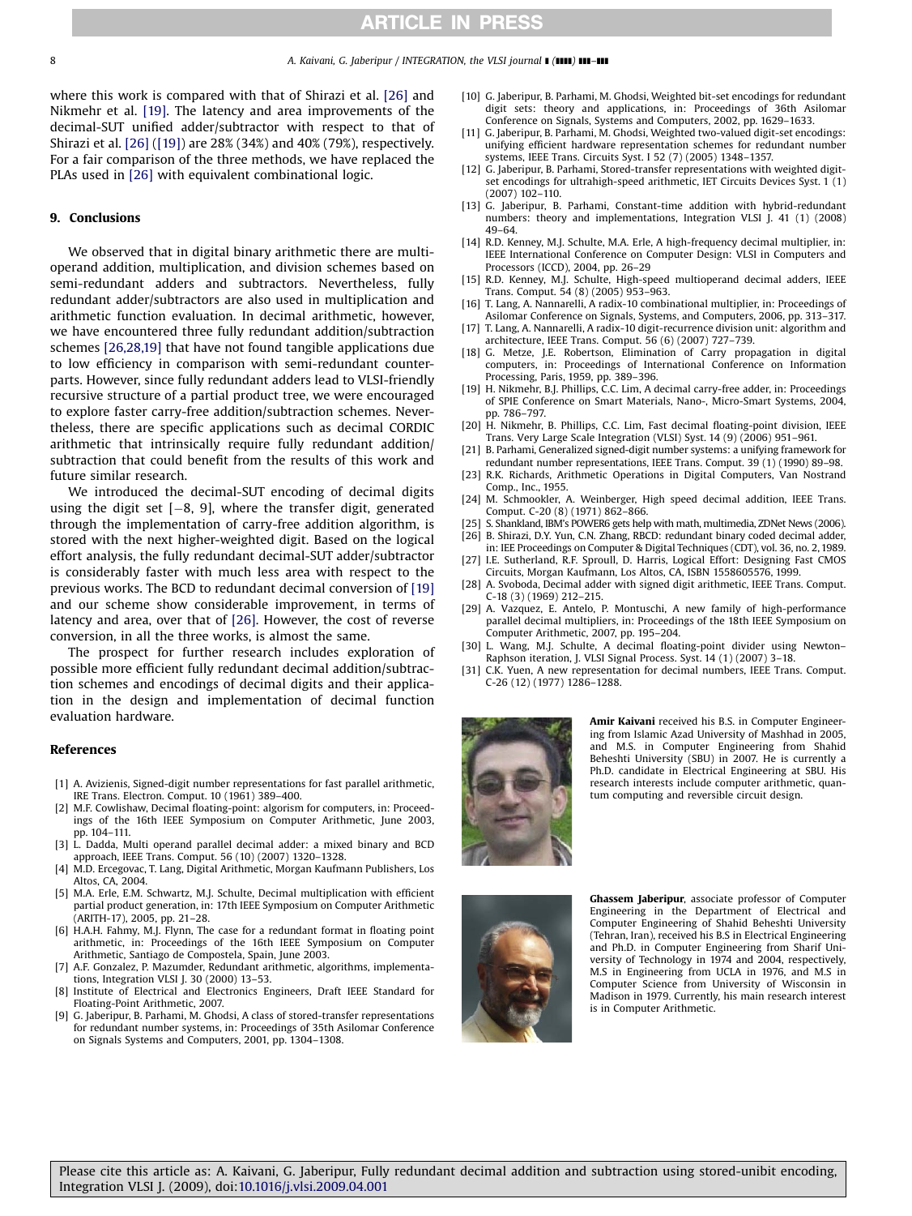where this work is compared with that of Shirazi et al. [26] and Nikmehr et al. [19]. The latency and area improvements of the decimal-SUT unified adder/subtractor with respect to that of Shirazi et al. [26] ([19]) are 28% (34%) and 40% (79%), respectively. For a fair comparison of the three methods, we have replaced the PLAs used in [26] with equivalent combinational logic.

## 9. Conclusions

We observed that in digital binary arithmetic there are multi-operand addition, multiplication, and division schemes based on semi-redundant adders and subtractors. Nevertheless, fully redundant adder/subtractors are also used in multiplication and arithmetic function evaluation. In decimal arithmetic, however, we have encountered three fully redundant addition/subtraction schemes [26,28,19] that have not found tangible applications due to low efficiency in comparison with semi-redundant counterparts. However, since fully redundant adders lead to VLSI-friendly recursive structure of a partial product tree, we were encouraged to explore faster carry-free addition/subtraction schemes. Nevertheless, there are specific applications such as decimal CORDIC arithmetic that intrinsically require fully redundant addition/subtraction that could benefit from the results of this work and future similar research.

We introduced the decimal-SUT encoding of decimal digits using the digit set $[-8, 9]$, where the transfer digit, generated through the implementation of carry-free addition algorithm, is stored with the next higher-weighted digit. Based on the logical effort analysis, the fully redundant decimal-SUT adder/subtractor is considerably faster with much less area with respect to the previous works. The BCD to redundant decimal conversion of [19] and our scheme show considerable improvement, in terms of latency and area, over that of [26]. However, the cost of reverse conversion, in all the three works, is almost the same.

The prospect for further research includes exploration of possible more efficient fully redundant decimal addition/subtraction schemes and encodings of decimal digits and their application in the design and implementation of decimal function evaluation hardware.

## References

[1] A. Avizienis, Signed-digit number representations for fast parallel arithmetic, IRE Trans. Electron. Comput. 10 (1961) 389–400.

[2] M.F. Cowlishaw, Decimal floating-point: algorism for computers, in: Proceedings of the 16th IEEE Symposium on Computer Arithmetic, June 2003, pp. 104–111.

[3] L. Dadda, Multi operand parallel decimal adder: a mixed binary and BCD approach, IEEE Trans. Comput. 56 (10) (2007) 1320–1328.

[4] M.D. Ercegovac, T. Lang, Digital Arithmetic, Morgan Kaufmann Publishers, Los Altos, CA, 2004.

[5] M.A. Erle, E.M. Schwartz, M.J. Schulte, Decimal multiplication with efficient partial product generation, in: 17th IEEE Symposium on Computer Arithmetic (ARITH-17), 2005, pp. 21–28.

[6] H.A.H. Fahmy, M.J. Flynn, The case for a redundant format in floating point arithmetic, in: Proceedings of the 16th IEEE Symposium on Computer Arithmetic, Santiago de Compostela, Spain, June 2003.

[7] A.F. Gonzalez, P. Mazumder, Redundant arithmetic, algorithms, implementations, Integration VLSI J. 30 (2000) 13–53.

[8] Institute of Electrical and Electronics Engineers, Draft IEEE Standard for Floating-Point Arithmetic, 2007.

[9] G. Jaberipur, B. Parhami, M. Ghodsi, A class of stored-transfer representations for redundant number systems, in: Proceedings of 35th Asilomar Conference on Signals Systems and Computers, 2001, pp. 1304–1308.

[10] G. Jaberipur, B. Parhami, M. Ghodsi, Weighted bit-set encodings for redundant digit sets: theory and applications, in: Proceedings of 36th Asilomar Conference on Signals, Systems and Computers, 2002, pp. 1629–1633.

[11] G. Jaberipur, B. Parhami, M. Ghodsi, Weighted two-valued digit-set encodings: unifying efficient hardware representation schemes for redundant number systems, IEEE Trans. Circuits Syst. I 52 (7) (2005) 1348–1357.

[12] G. Jaberipur, B. Parhami, Stored-transfer representations with weighted digit-set encodings for ultrahigh-speed arithmetic, IET Circuits Devices Syst. 1 (1) (2007) 102–110.

[13] G. Jaberipur, B. Parhami, Constant-time addition with hybrid-redundant numbers: theory and implementations, Integration VLSI J. 41 (1) (2008) 49–64.

[14] R.D. Kenney, M.J. Schulte, M.A. Erle, A high-frequency decimal multiplier, in: IEEE International Conference on Computer Design: VLSI in Computers and Processors (ICCD), 2004, pp. 26–29

[15] R.D. Kenney, M.J. Schulte, High-speed multioperand decimal adders, IEEE Trans. Comput. 54 (8) (2005) 953–963.

[16] T. Lang, A. Nannarelli, A radix-10 combinational multiplier, in: Proceedings of Asilomar Conference on Signals, Systems, and Computers, 2006, pp. 313–317.

[17] T. Lang, A. Nannarelli, A radix-10 digit-recurrence division unit: algorithm and architecture, IEEE Trans. Comput. 56 (6) (2007) 727–739.

[18] G. Metze, J.E. Robertson, Elimination of Carry propagation in digital computers, in: Proceedings of International Conference on Information Processing, Paris, 1959, pp. 389–396.

[19] H. Nikmehr, B.J. Phillips, C.C. Lim, A decimal carry-free adder, in: Proceedings of SPIE Conference on Smart Materials, Nano-, Micro-Smart Systems, 2004, pp. 786–797.

[20] H. Nikmehr, B. Phillips, C.C. Lim, Fast decimal floating-point division, IEEE Trans. Very Large Scale Integration (VLSI) Syst. 14 (9) (2006) 951–961.

[21] B. Parhami, Generalized signed-digit number systems: a unifying framework for redundant number representations, IEEE Trans. Comput. 39 (1) (1990) 89–98.

[23] R.K. Richards, Arithmetic Operations in Digital Computers, Van Nostrand Comp., Inc., 1955.

[24] M. Schmookler, A. Weinberger, High speed decimal addition, IEEE Trans. Comput. C-20 (8) (1971) 862–866.

[25] S. Shankland, IBM's POWER6 gets help with math, multimedia, ZDNet News (2006).

[26] B. Shirazi, D.Y. Yun, C.N. Zhang, RBCD: redundant binary coded decimal adder, in: IEE Proceedings on Computer & Digital Techniques (CDT), vol. 36, no. 2, 1989.

[27] I.E. Sutherland, R.F. Sproull, D. Harris, Logical Effort: Designing Fast CMOS Circuits, Morgan Kaufmann, Los Altos, CA, ISBN 1558605576, 1999.

[28] A. Svoboda, Decimal adder with signed digit arithmetic, IEEE Trans. Comput. C-18 (3) (1969) 212–215.

[29] A. Vazquez, E. Antelo, P. Montuschi, A new family of high-performance parallel decimal multipliers, in: Proceedings of the 18th IEEE Symposium on Computer Arithmetic, 2007, pp. 195–204.

[30] L. Wang, M.J. Schulte, A decimal floating-point divider using Newton–Raphson iteration, J. VLSI Signal Process. Syst. 14 (1) (2007) 3–18.

[31] C.K. Yuen, A new representation for decimal numbers, IEEE Trans. Comput. C-26 (12) (1977) 1286–1288.

**Amir Kaivani** received his B.S. in Computer Engineering from Islamic Azad University of Mashhad in 2005, and M.S. in Computer Engineering from Shahid Beheshti University (SBU) in 2007. He is currently a Ph.D. candidate in Electrical Engineering at SBU. His research interests include computer arithmetic, quantum computing and reversible circuit design.

**Ghassem Jaberipur**, associate professor of Computer Engineering in the Department of Electrical and Computer Engineering of Shahid Beheshti University (Tehran, Iran), received his B.S in Electrical Engineering and Ph.D. in Computer Engineering from Sharif University of Technology in 1974 and 2004, respectively, M.S in Engineering from UCLA in 1976, and M.S in Computer Science from University of Wisconsin in Madison in 1979. Currently, his main research interest is in Computer Arithmetic.

Please cite this article as: A. Kaivani, G. Jaberipur, Fully redundant decimal addition and subtraction using stored-unibit encoding, Integration VLSI J. (2009), doi:10.1016/j.vlsi.2009.04.001